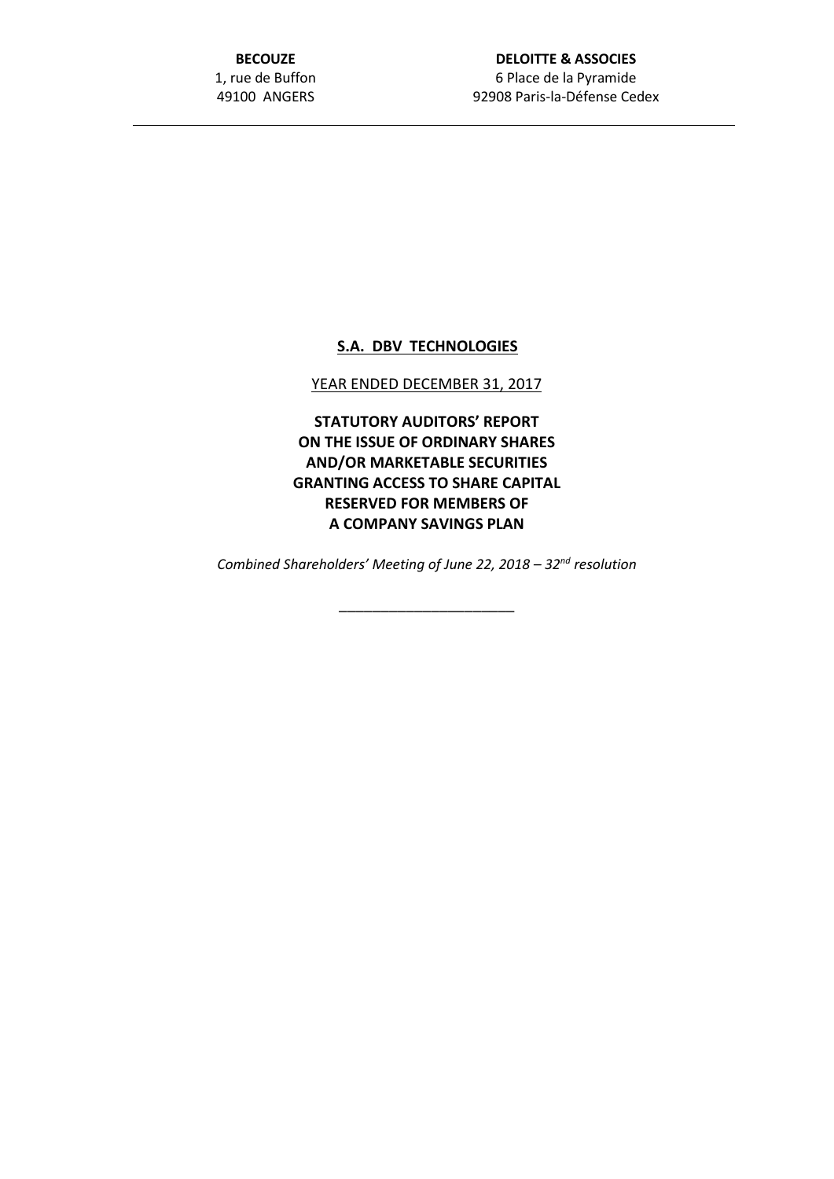**BECOUZE**
1, rue de Buffon
49100 ANGERS

**DELOITTE & ASSOCIES**
6 Place de la Pyramide
92908 Paris-la-Défense Cedex

---

**S.A. DBV TECHNOLOGIES**

YEAR ENDED DECEMBER 31, 2017

**STATUTORY AUDITORS' REPORT ON THE ISSUE OF ORDINARY SHARES AND/OR MARKETABLE SECURITIES GRANTING ACCESS TO SHARE CAPITAL RESERVED FOR MEMBERS OF A COMPANY SAVINGS PLAN**

*Combined Shareholders' Meeting of June 22, 2018 – 32nd resolution*

______________________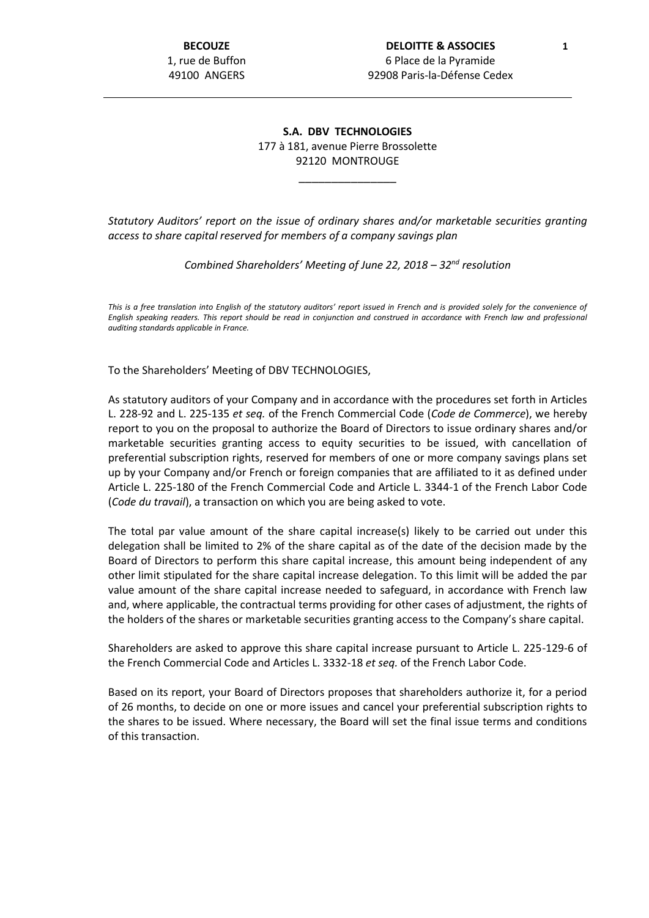**BECOUZE**
1, rue de Buffon
49100 ANGERS

**DELOITTE & ASSOCIES**
6 Place de la Pyramide
92908 Paris-la-Défense Cedex

**S.A. DBV TECHNOLOGIES**
177 à 181, avenue Pierre Brossolette
92120 MONTROUGE

_______________

*Statutory Auditors' report on the issue of ordinary shares and/or marketable securities granting access to share capital reserved for members of a company savings plan*

*Combined Shareholders' Meeting of June 22, 2018 – 32nd resolution*

*This is a free translation into English of the statutory auditors' report issued in French and is provided solely for the convenience of English speaking readers. This report should be read in conjunction and construed in accordance with French law and professional auditing standards applicable in France.*

To the Shareholders' Meeting of DBV TECHNOLOGIES,

As statutory auditors of your Company and in accordance with the procedures set forth in Articles L. 228-92 and L. 225-135 *et seq.* of the French Commercial Code (*Code de Commerce*), we hereby report to you on the proposal to authorize the Board of Directors to issue ordinary shares and/or marketable securities granting access to equity securities to be issued, with cancellation of preferential subscription rights, reserved for members of one or more company savings plans set up by your Company and/or French or foreign companies that are affiliated to it as defined under Article L. 225-180 of the French Commercial Code and Article L. 3344-1 of the French Labor Code (*Code du travail*), a transaction on which you are being asked to vote.

The total par value amount of the share capital increase(s) likely to be carried out under this delegation shall be limited to 2% of the share capital as of the date of the decision made by the Board of Directors to perform this share capital increase, this amount being independent of any other limit stipulated for the share capital increase delegation. To this limit will be added the par value amount of the share capital increase needed to safeguard, in accordance with French law and, where applicable, the contractual terms providing for other cases of adjustment, the rights of the holders of the shares or marketable securities granting access to the Company's share capital.

Shareholders are asked to approve this share capital increase pursuant to Article L. 225-129-6 of the French Commercial Code and Articles L. 3332-18 *et seq.* of the French Labor Code.

Based on its report, your Board of Directors proposes that shareholders authorize it, for a period of 26 months, to decide on one or more issues and cancel your preferential subscription rights to the shares to be issued. Where necessary, the Board will set the final issue terms and conditions of this transaction.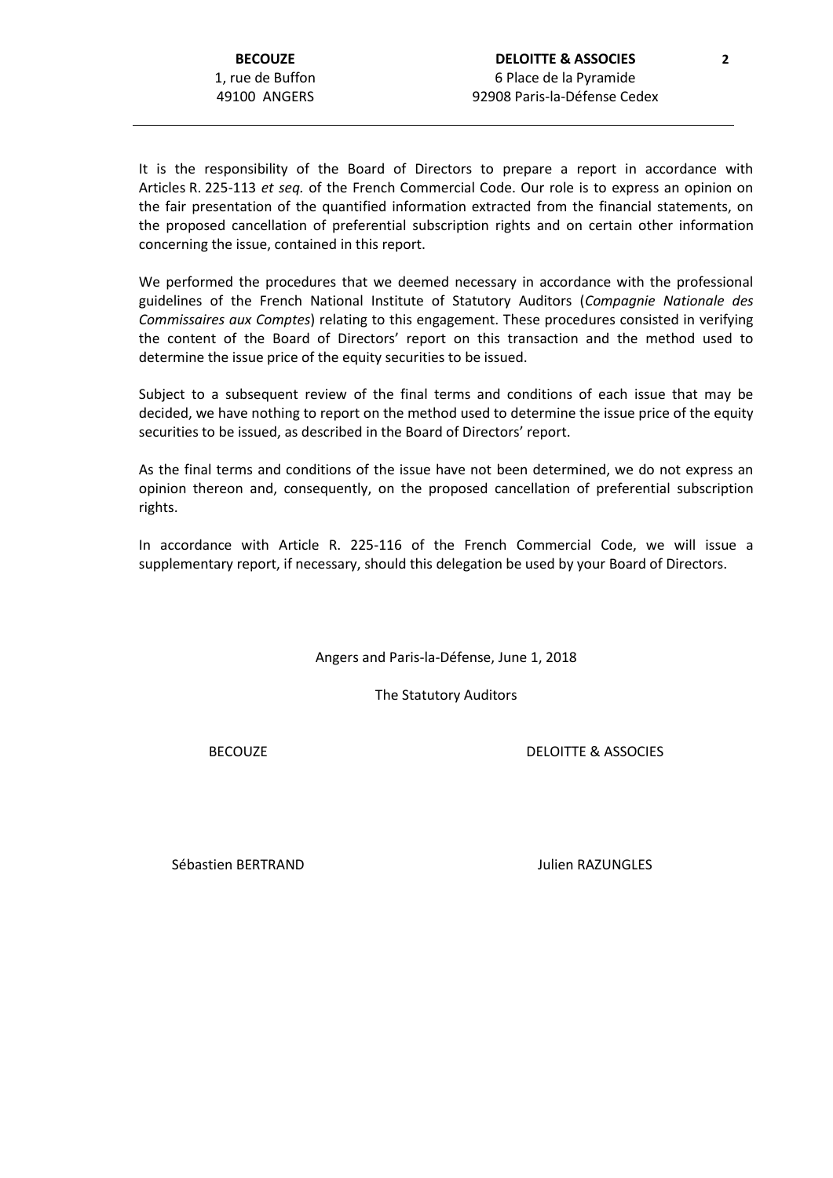It is the responsibility of the Board of Directors to prepare a report in accordance with Articles R. 225-113 *et seq.* of the French Commercial Code. Our role is to express an opinion on the fair presentation of the quantified information extracted from the financial statements, on the proposed cancellation of preferential subscription rights and on certain other information concerning the issue, contained in this report.

We performed the procedures that we deemed necessary in accordance with the professional guidelines of the French National Institute of Statutory Auditors (*Compagnie Nationale des Commissaires aux Comptes*) relating to this engagement. These procedures consisted in verifying the content of the Board of Directors' report on this transaction and the method used to determine the issue price of the equity securities to be issued.

Subject to a subsequent review of the final terms and conditions of each issue that may be decided, we have nothing to report on the method used to determine the issue price of the equity securities to be issued, as described in the Board of Directors' report.

As the final terms and conditions of the issue have not been determined, we do not express an opinion thereon and, consequently, on the proposed cancellation of preferential subscription rights.

In accordance with Article R. 225-116 of the French Commercial Code, we will issue a supplementary report, if necessary, should this delegation be used by your Board of Directors.

Angers and Paris-la-Défense, June 1, 2018

The Statutory Auditors

BECOUZE

Sébastien BERTRAND

DELOITTE & ASSOCIES

Julien RAZUNGLES